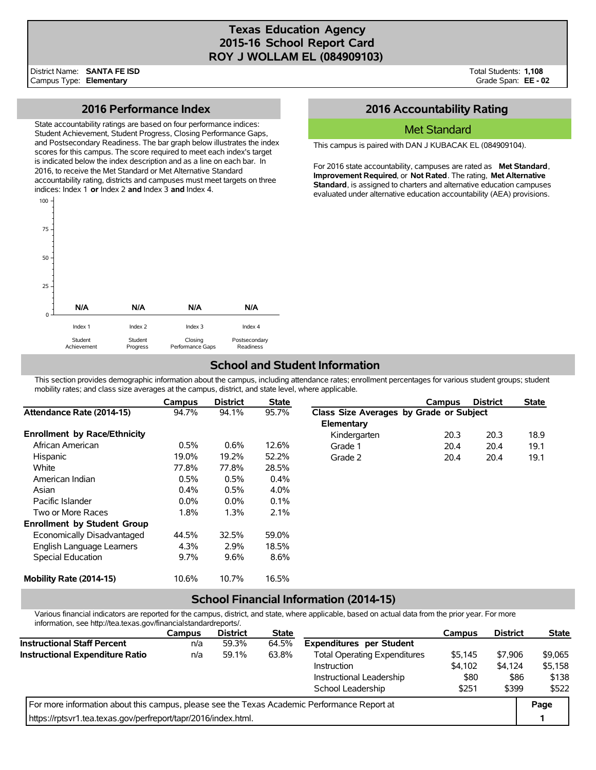# Texas Education Agency
# 2015-16 School Report Card
# ROY J WOLLAM EL (084909103)

District Name: **SANTA FE ISD**
Campus Type: **Elementary**

Total Students: **1,108**
Grade Span: **EE - 02**

## 2016 Performance Index

State accountability ratings are based on four performance indices: Student Achievement, Student Progress, Closing Performance Gaps, and Postsecondary Readiness. The bar graph below illustrates the index scores for this campus. The score required to meet each index's target is indicated below the index description and as a line on each bar. In 2016, to receive the Met Standard or Met Alternative Standard accountability rating, districts and campuses must meet targets on three indices: Index 1 **or** Index 2 **and** Index 3 **and** Index 4.

| Index 1 | Index 2 | Index 3 | Index 4 |
|---|---|---|---|
| Student Achievement | Student Progress | Closing Performance Gaps | Postsecondary Readiness |
| N/A | N/A | N/A | N/A |

## 2016 Accountability Rating

**Met Standard**

This campus is paired with DAN J KUBACAK EL (084909104).

For 2016 state accountability, campuses are rated as **Met Standard**, **Improvement Required**, or **Not Rated**. The rating, **Met Alternative Standard**, is assigned to charters and alternative education campuses evaluated under alternative education accountability (AEA) provisions.

## School and Student Information

This section provides demographic information about the campus, including attendance rates; enrollment percentages for various student groups; student mobility rates; and class size averages at the campus, district, and state level, where applicable.

| | Campus | District | State |
|---|---|---|---|
| **Attendance Rate (2014-15)** | 94.7% | 94.1% | 95.7% |
| **Enrollment by Race/Ethnicity** | | | |
| African American | 0.5% | 0.6% | 12.6% |
| Hispanic | 19.0% | 19.2% | 52.2% |
| White | 77.8% | 77.8% | 28.5% |
| American Indian | 0.5% | 0.5% | 0.4% |
| Asian | 0.4% | 0.5% | 4.0% |
| Pacific Islander | 0.0% | 0.0% | 0.1% |
| Two or More Races | 1.8% | 1.3% | 2.1% |
| **Enrollment by Student Group** | | | |
| Economically Disadvantaged | 44.5% | 32.5% | 59.0% |
| English Language Learners | 4.3% | 2.9% | 18.5% |
| Special Education | 9.7% | 9.6% | 8.6% |
| **Mobility Rate (2014-15)** | 10.6% | 10.7% | 16.5% |

| | Campus | District | State |
|---|---|---|---|
| **Class Size Averages by Grade or Subject** | | | |
| **Elementary** | | | |
| Kindergarten | 20.3 | 20.3 | 18.9 |
| Grade 1 | 20.4 | 20.4 | 19.1 |
| Grade 2 | 20.4 | 20.4 | 19.1 |

## School Financial Information (2014-15)

Various financial indicators are reported for the campus, district, and state, where applicable, based on actual data from the prior year. For more information, see http://tea.texas.gov/financialstandardreports/.

| | Campus | District | State |
|---|---|---|---|
| **Instructional Staff Percent** | n/a | 59.3% | 64.5% |
| **Instructional Expenditure Ratio** | n/a | 59.1% | 63.8% |

| | Campus | District | State |
|---|---|---|---|
| **Expenditures per Student** | | | |
| Total Operating Expenditures | $5,145 | $7,906 | $9,065 |
| Instruction | $4,102 | $4,124 | $5,158 |
| Instructional Leadership | $80 | $86 | $138 |
| School Leadership | $251 | $399 | $522 |

For more information about this campus, please see the Texas Academic Performance Report at https://rptsvr1.tea.texas.gov/perfreport/tapr/2016/index.html.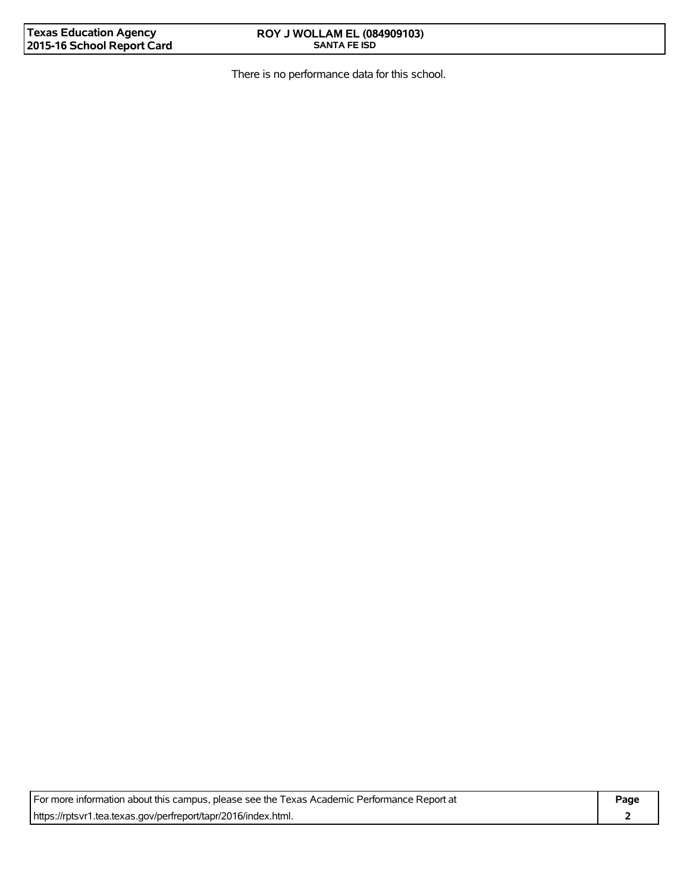There is no performance data for this school.

For more information about this campus, please see the Texas Academic Performance Report at https://rptsvr1.tea.texas.gov/perfreport/tapr/2016/index.html.